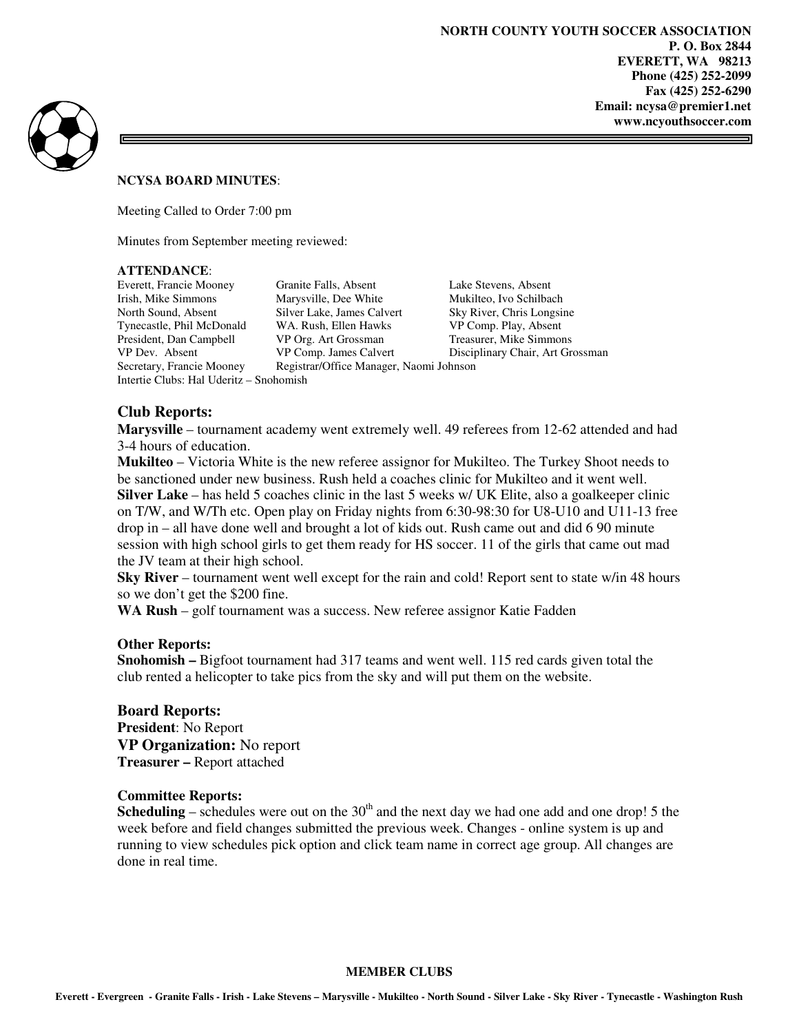**NORTH COUNTY YOUTH SOCCER ASSOCIATION**
**P. O. Box 2844**
**EVERETT, WA 98213**
**Phone (425) 252-2099**
**Fax (425) 252-6290**
**Email: ncysa@premier1.net**
**www.ncyouthsoccer.com**

**NCYSA BOARD MINUTES**:

Meeting Called to Order 7:00 pm

Minutes from September meeting reviewed:

**ATTENDANCE**:

| | | |
|---|---|---|
| Everett, Francie Mooney | Granite Falls, Absent | Lake Stevens, Absent |
| Irish, Mike Simmons | Marysville, Dee White | Mukilteo, Ivo Schilbach |
| North Sound, Absent | Silver Lake, James Calvert | Sky River, Chris Longsine |
| Tynecastle, Phil McDonald | WA. Rush, Ellen Hawks | VP Comp. Play, Absent |
| President, Dan Campbell | VP Org. Art Grossman | Treasurer, Mike Simmons |
| VP Dev. Absent | VP Comp. James Calvert | Disciplinary Chair, Art Grossman |
| Secretary, Francie Mooney | Registrar/Office Manager, Naomi Johnson | |

Intertie Clubs: Hal Uderitz – Snohomish

## Club Reports:

**Marysville** – tournament academy went extremely well. 49 referees from 12-62 attended and had 3-4 hours of education.

**Mukilteo** – Victoria White is the new referee assignor for Mukilteo. The Turkey Shoot needs to be sanctioned under new business. Rush held a coaches clinic for Mukilteo and it went well.

**Silver Lake** – has held 5 coaches clinic in the last 5 weeks w/ UK Elite, also a goalkeeper clinic on T/W, and W/Th etc. Open play on Friday nights from 6:30-98:30 for U8-U10 and U11-13 free drop in – all have done well and brought a lot of kids out. Rush came out and did 6 90 minute session with high school girls to get them ready for HS soccer. 11 of the girls that came out mad the JV team at their high school.

**Sky River** – tournament went well except for the rain and cold! Report sent to state w/in 48 hours so we don't get the $200 fine.

**WA Rush** – golf tournament was a success. New referee assignor Katie Fadden

### Other Reports:

**Snohomish –** Bigfoot tournament had 317 teams and went well. 115 red cards given total the club rented a helicopter to take pics from the sky and will put them on the website.

## Board Reports:

**President**: No Report

**VP Organization:** No report

**Treasurer –** Report attached

### Committee Reports:

**Scheduling** – schedules were out on the 30th and the next day we had one add and one drop! 5 the week before and field changes submitted the previous week. Changes - online system is up and running to view schedules pick option and click team name in correct age group. All changes are done in real time.

**MEMBER CLUBS**

**Everett - Evergreen - Granite Falls - Irish - Lake Stevens – Marysville - Mukilteo - North Sound - Silver Lake - Sky River - Tynecastle - Washington Rush**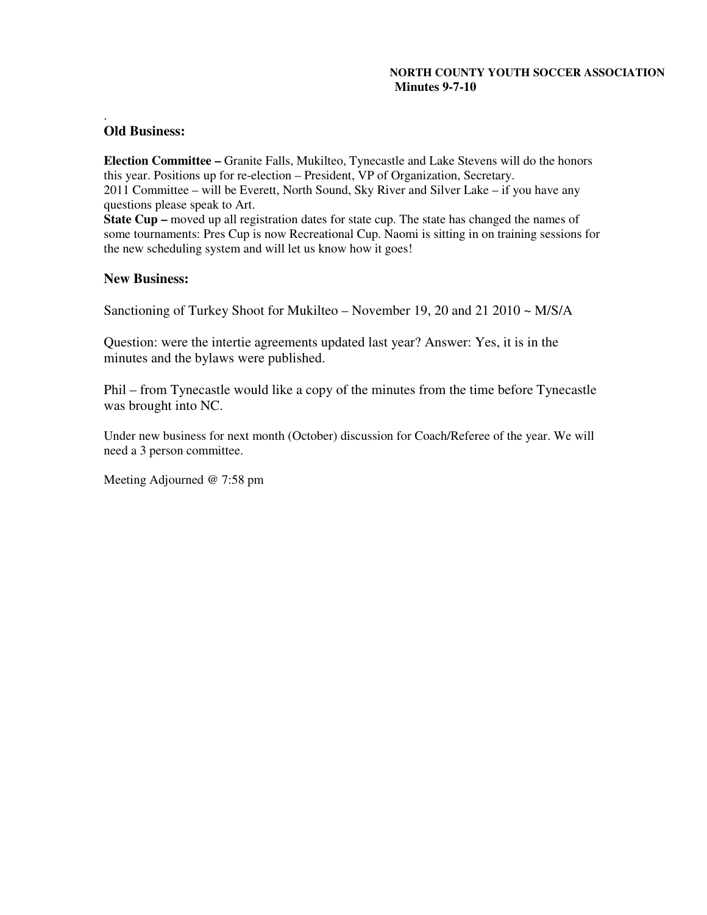**NORTH COUNTY YOUTH SOCCER ASSOCIATION**
**Minutes 9-7-10**

.

### Old Business:

**Election Committee –** Granite Falls, Mukilteo, Tynecastle and Lake Stevens will do the honors this year. Positions up for re-election – President, VP of Organization, Secretary.
2011 Committee – will be Everett, North Sound, Sky River and Silver Lake – if you have any questions please speak to Art.
**State Cup –** moved up all registration dates for state cup. The state has changed the names of some tournaments: Pres Cup is now Recreational Cup. Naomi is sitting in on training sessions for the new scheduling system and will let us know how it goes!

### New Business:

Sanctioning of Turkey Shoot for Mukilteo – November 19, 20 and 21 2010 ~ M/S/A

Question: were the intertie agreements updated last year? Answer: Yes, it is in the minutes and the bylaws were published.

Phil – from Tynecastle would like a copy of the minutes from the time before Tynecastle was brought into NC.

Under new business for next month (October) discussion for Coach/Referee of the year. We will need a 3 person committee.

Meeting Adjourned @ 7:58 pm